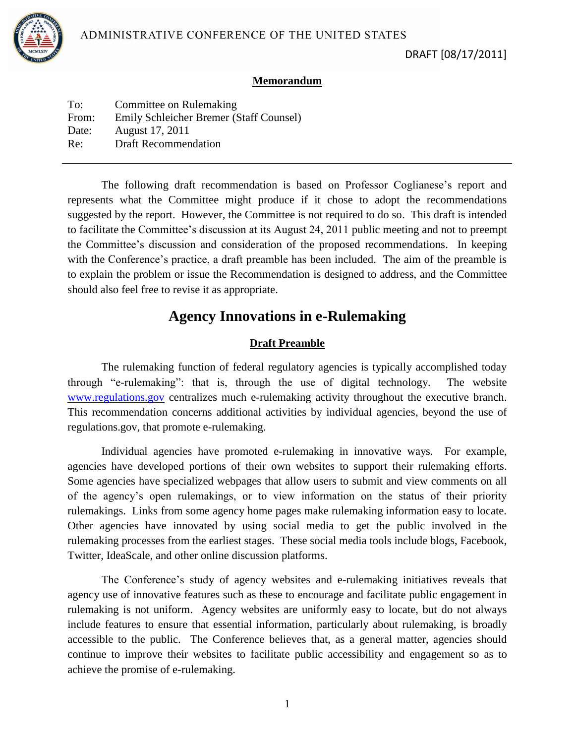ADMINISTRATIVE CONFERENCE OF THE UNITED STATES

DRAFT [08/17/2011]

**Memorandum**

To: Committee on Rulemaking
From: Emily Schleicher Bremer (Staff Counsel)
Date: August 17, 2011
Re: Draft Recommendation

---

The following draft recommendation is based on Professor Coglianese's report and represents what the Committee might produce if it chose to adopt the recommendations suggested by the report. However, the Committee is not required to do so. This draft is intended to facilitate the Committee's discussion at its August 24, 2011 public meeting and not to preempt the Committee's discussion and consideration of the proposed recommendations. In keeping with the Conference's practice, a draft preamble has been included. The aim of the preamble is to explain the problem or issue the Recommendation is designed to address, and the Committee should also feel free to revise it as appropriate.

# Agency Innovations in e-Rulemaking

## Draft Preamble

The rulemaking function of federal regulatory agencies is typically accomplished today through "e-rulemaking": that is, through the use of digital technology. The website www.regulations.gov centralizes much e-rulemaking activity throughout the executive branch. This recommendation concerns additional activities by individual agencies, beyond the use of regulations.gov, that promote e-rulemaking.

Individual agencies have promoted e-rulemaking in innovative ways. For example, agencies have developed portions of their own websites to support their rulemaking efforts. Some agencies have specialized webpages that allow users to submit and view comments on all of the agency's open rulemakings, or to view information on the status of their priority rulemakings. Links from some agency home pages make rulemaking information easy to locate. Other agencies have innovated by using social media to get the public involved in the rulemaking processes from the earliest stages. These social media tools include blogs, Facebook, Twitter, IdeaScale, and other online discussion platforms.

The Conference's study of agency websites and e-rulemaking initiatives reveals that agency use of innovative features such as these to encourage and facilitate public engagement in rulemaking is not uniform. Agency websites are uniformly easy to locate, but do not always include features to ensure that essential information, particularly about rulemaking, is broadly accessible to the public. The Conference believes that, as a general matter, agencies should continue to improve their websites to facilitate public accessibility and engagement so as to achieve the promise of e-rulemaking.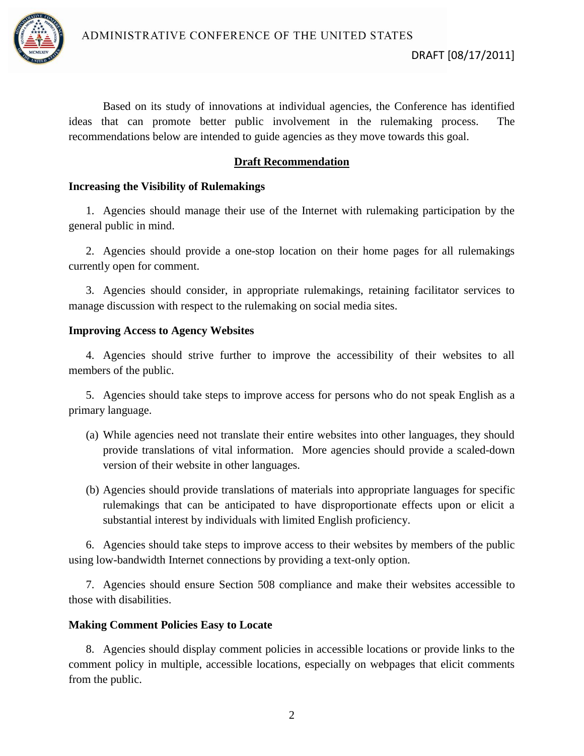Based on its study of innovations at individual agencies, the Conference has identified ideas that can promote better public involvement in the rulemaking process. The recommendations below are intended to guide agencies as they move towards this goal.

## Draft Recommendation

### Increasing the Visibility of Rulemakings

1. Agencies should manage their use of the Internet with rulemaking participation by the general public in mind.

2. Agencies should provide a one-stop location on their home pages for all rulemakings currently open for comment.

3. Agencies should consider, in appropriate rulemakings, retaining facilitator services to manage discussion with respect to the rulemaking on social media sites.

### Improving Access to Agency Websites

4. Agencies should strive further to improve the accessibility of their websites to all members of the public.

5. Agencies should take steps to improve access for persons who do not speak English as a primary language.

   (a) While agencies need not translate their entire websites into other languages, they should provide translations of vital information. More agencies should provide a scaled-down version of their website in other languages.

   (b) Agencies should provide translations of materials into appropriate languages for specific rulemakings that can be anticipated to have disproportionate effects upon or elicit a substantial interest by individuals with limited English proficiency.

6. Agencies should take steps to improve access to their websites by members of the public using low-bandwidth Internet connections by providing a text-only option.

7. Agencies should ensure Section 508 compliance and make their websites accessible to those with disabilities.

### Making Comment Policies Easy to Locate

8. Agencies should display comment policies in accessible locations or provide links to the comment policy in multiple, accessible locations, especially on webpages that elicit comments from the public.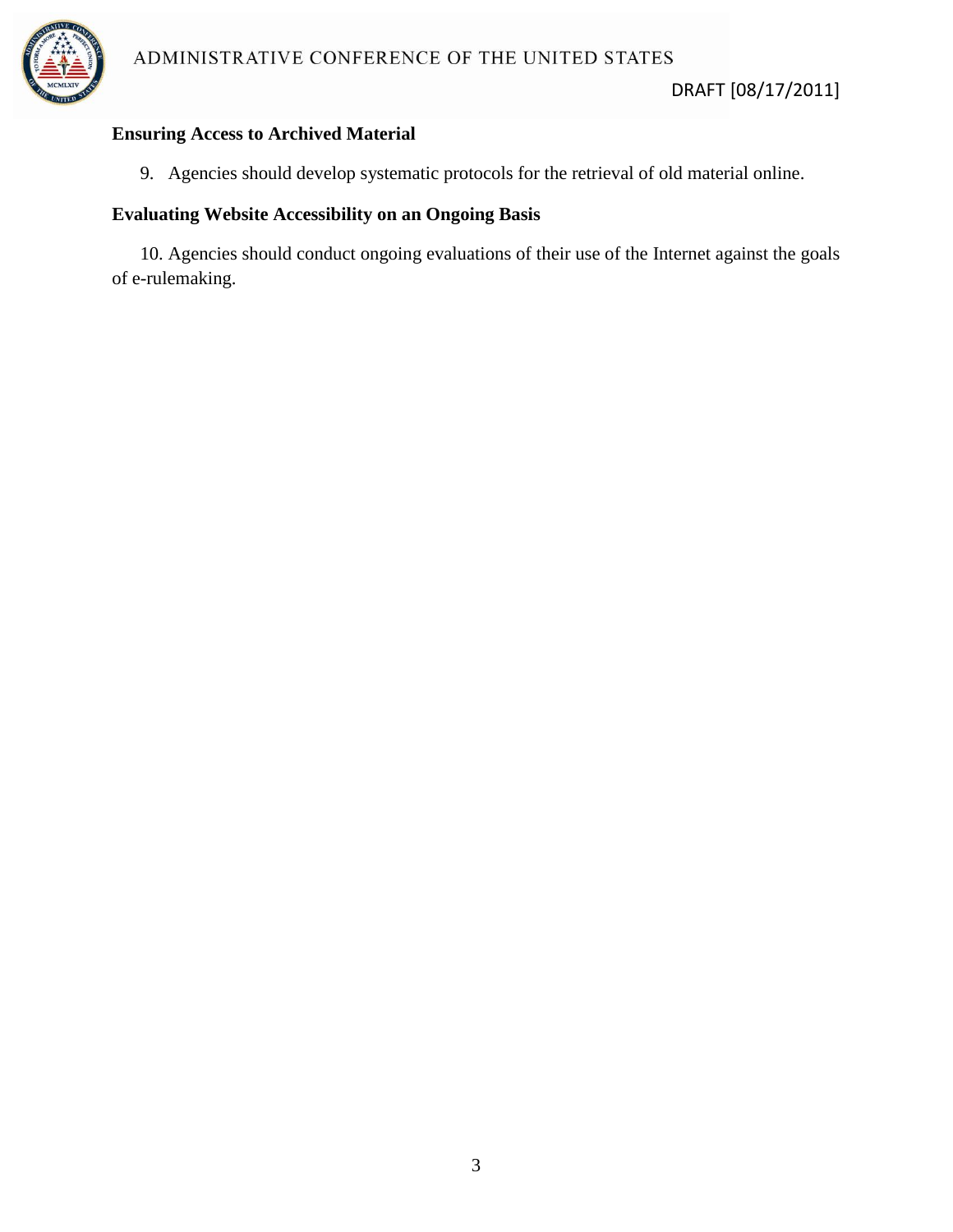**Ensuring Access to Archived Material**

9. Agencies should develop systematic protocols for the retrieval of old material online.

**Evaluating Website Accessibility on an Ongoing Basis**

10. Agencies should conduct ongoing evaluations of their use of the Internet against the goals of e-rulemaking.